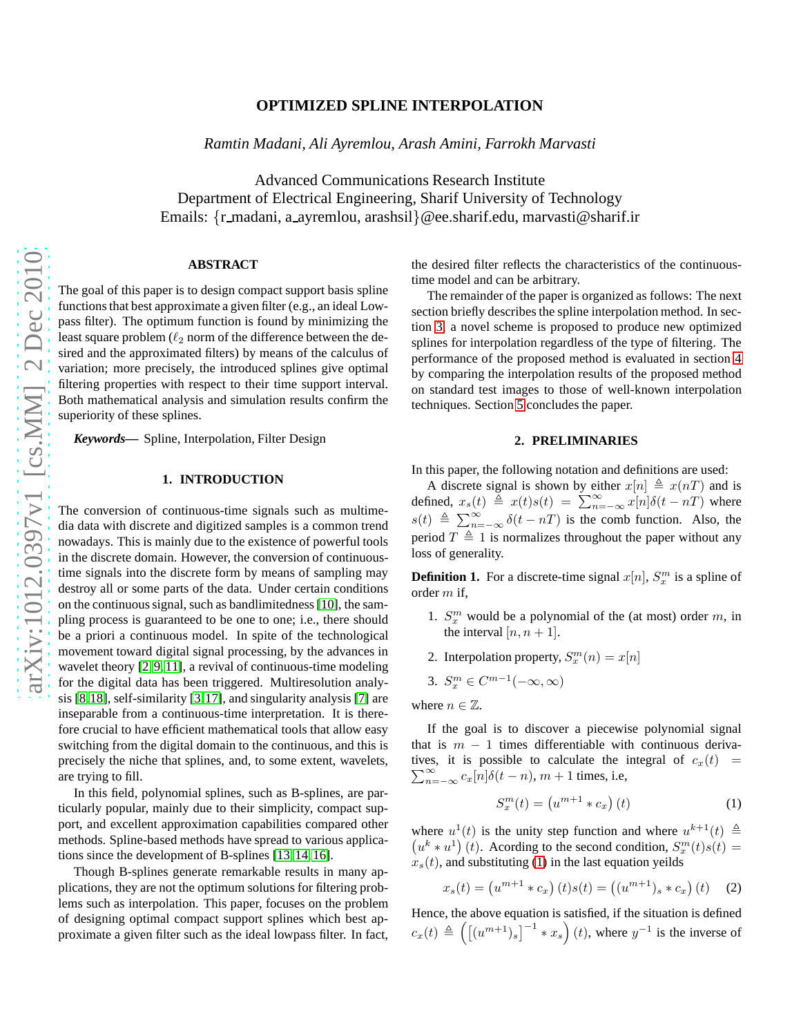# OPTIMIZED SPLINE INTERPOLATION

*Ramtin Madani, Ali Ayremlou, Arash Amini, Farrokh Marvasti*

Advanced Communications Research Institute
Department of Electrical Engineering, Sharif University of Technology
Emails: {r_madani, a_ayremlou, arashsil}@ee.sharif.edu, marvasti@sharif.ir

## ABSTRACT

The goal of this paper is to design compact support basis spline functions that best approximate a given filter (e.g., an ideal Lowpass filter). The optimum function is found by minimizing the least square problem ($\ell_2$ norm of the difference between the desired and the approximated filters) by means of the calculus of variation; more precisely, the introduced splines give optimal filtering properties with respect to their time support interval. Both mathematical analysis and simulation results confirm the superiority of these splines.

***Keywords*—** Spline, Interpolation, Filter Design

## 1. INTRODUCTION

The conversion of continuous-time signals such as multimedia data with discrete and digitized samples is a common trend nowadays. This is mainly due to the existence of powerful tools in the discrete domain. However, the conversion of continuous-time signals into the discrete form by means of sampling may destroy all or some parts of the data. Under certain conditions on the continuous signal, such as bandlimitedness [10], the sampling process is guaranteed to be one to one; i.e., there should be a priori a continuous model. In spite of the technological movement toward digital signal processing, by the advances in wavelet theory [2, 9, 11], a revival of continuous-time modeling for the digital data has been triggered. Multiresolution analysis [8, 18], self-similarity [3, 17], and singularity analysis [7] are inseparable from a continuous-time interpretation. It is therefore crucial to have efficient mathematical tools that allow easy switching from the digital domain to the continuous, and this is precisely the niche that splines, and, to some extent, wavelets, are trying to fill.

In this field, polynomial splines, such as B-splines, are particularly popular, mainly due to their simplicity, compact support, and excellent approximation capabilities compared other methods. Spline-based methods have spread to various applications since the development of B-splines [13, 14, 16].

Though B-splines generate remarkable results in many applications, they are not the optimum solutions for filtering problems such as interpolation. This paper, focuses on the problem of designing optimal compact support splines which best approximate a given filter such as the ideal lowpass filter. In fact, the desired filter reflects the characteristics of the continuous-time model and can be arbitrary.

The remainder of the paper is organized as follows: The next section briefly describes the spline interpolation method. In section 3, a novel scheme is proposed to produce new optimized splines for interpolation regardless of the type of filtering. The performance of the proposed method is evaluated in section 4 by comparing the interpolation results of the proposed method on standard test images to those of well-known interpolation techniques. Section 5 concludes the paper.

## 2. PRELIMINARIES

In this paper, the following notation and definitions are used:

A discrete signal is shown by either $x[n] \triangleq x(nT)$ and is defined, $x_s(t) \triangleq x(t)s(t) = \sum_{n=-\infty}^{\infty} x[n]\delta(t-nT)$ where $s(t) \triangleq \sum_{n=-\infty}^{\infty} \delta(t-nT)$ is the comb function. Also, the period $T \triangleq 1$ is normalizes throughout the paper without any loss of generality.

**Definition 1.** For a discrete-time signal $x[n]$, $S_x^m$ is a spline of order $m$ if,

1. $S_x^m$ would be a polynomial of the (at most) order $m$, in the interval $[n, n+1]$.
2. Interpolation property, $S_x^m(n) = x[n]$
3. $S_x^m \in C^{m-1}(-\infty, \infty)$

where $n \in \mathbb{Z}$.

If the goal is to discover a piecewise polynomial signal that is $m-1$ times differentiable with continuous derivatives, it is possible to calculate the integral of $c_x(t) = \sum_{n=-\infty}^{\infty} c_x[n]\delta(t-n)$, $m+1$ times, i.e,

$$S_x^m(t) = \left(u^{m+1} * c_x\right)(t) \tag{1}$$

where $u^1(t)$ is the unity step function and where $u^{k+1}(t) \triangleq \left(u^k * u^1\right)(t)$. Acording to the second condition, $S_x^m(t)s(t) = x_s(t)$, and substituting (1) in the last equation yeilds

$$x_s(t) = \left(u^{m+1} * c_x\right)(t)s(t) = \left(\left(u^{m+1}\right)_s * c_x\right)(t) \tag{2}$$

Hence, the above equation is satisfied, if the situation is defined $c_x(t) \triangleq \left(\left[\left(u^{m+1}\right)_s\right]^{-1} * x_s\right)(t)$, where $y^{-1}$ is the inverse of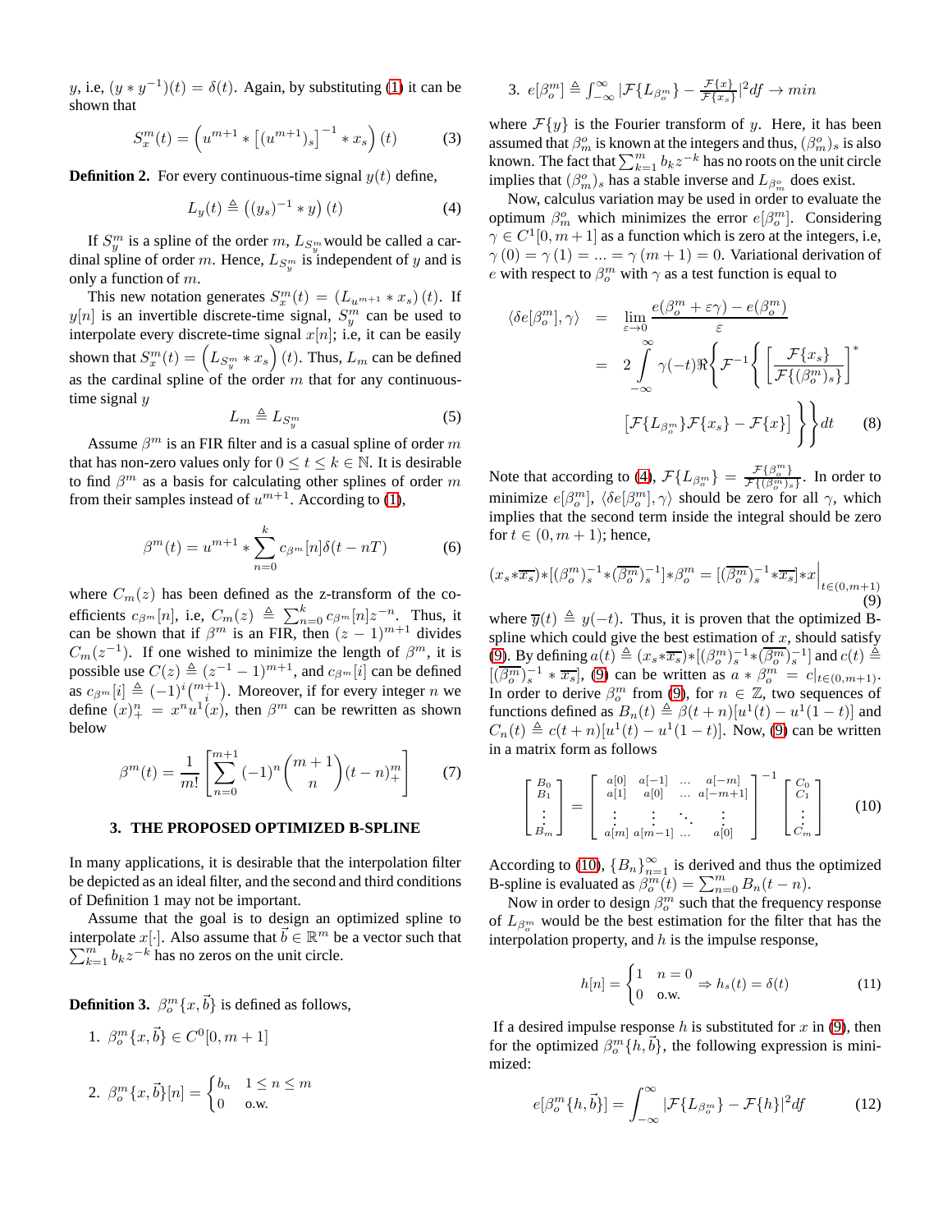$y$, i.e, $(y * y^{-1})(t) = \delta(t)$. Again, by substituting (1) it can be shown that

$$S_x^m(t) = \left(u^{m+1} * \left[(u^{m+1})_s\right]^{-1} * x_s\right)(t) \tag{3}$$

**Definition 2.** For every continuous-time signal $y(t)$ define,

$$L_y(t) \triangleq \left((y_s)^{-1} * y\right)(t) \tag{4}$$

If $S_y^m$ is a spline of the order $m$, $L_{S_y^m}$ would be called a cardinal spline of order $m$. Hence, $L_{S_y^m}$ is independent of $y$ and is only a function of $m$.

This new notation generates $S_x^m(t) = (L_{u^{m+1}} * x_s)(t)$. If $y[n]$ is an invertible discrete-time signal, $S_y^m$ can be used to interpolate every discrete-time signal $x[n]$; i.e, it can be easily shown that $S_x^m(t) = \left(L_{S_y^m} * x_s\right)(t)$. Thus, $L_m$ can be defined as the cardinal spline of the order $m$ that for any continuous-time signal $y$

$$L_m \triangleq L_{S_y^m} \tag{5}$$

Assume $\beta^m$ is an FIR filter and is a casual spline of order $m$ that has non-zero values only for $0 \le t \le k \in \mathbb{N}$. It is desirable to find $\beta^m$ as a basis for calculating other splines of order $m$ from their samples instead of $u^{m+1}$. According to (1),

$$\beta^m(t) = u^{m+1} * \sum_{n=0}^{k} c_{\beta^m}[n]\delta(t - nT) \tag{6}$$

where $C_m(z)$ has been defined as the z-transform of the coefficients $c_{\beta^m}[n]$, i.e, $C_m(z) \triangleq \sum_{n=0}^{k} c_{\beta^m}[n]z^{-n}$. Thus, it can be shown that if $\beta^m$ is an FIR, then $(z-1)^{m+1}$ divides $C_m(z^{-1})$. If one wished to minimize the length of $\beta^m$, it is possible use $C(z) \triangleq (z^{-1} - 1)^{m+1}$, and $c_{\beta^m}[i]$ can be defined as $c_{\beta^m}[i] \triangleq (-1)^i \binom{m+1}{i}$. Moreover, if for every integer $n$ we define $(x)_+^n = x^n u^1(x)$, then $\beta^m$ can be rewritten as shown below

$$\beta^m(t) = \frac{1}{m!}\left[\sum_{n=0}^{m+1} (-1)^n \binom{m+1}{n} (t-n)_+^m\right] \tag{7}$$

## 3. THE PROPOSED OPTIMIZED B-SPLINE

In many applications, it is desirable that the interpolation filter be depicted as an ideal filter, and the second and third conditions of Definition 1 may not be important.

Assume that the goal is to design an optimized spline to interpolate $x[\cdot]$. Also assume that $\vec{b} \in \mathbb{R}^m$ be a vector such that $\sum_{k=1}^{m} b_k z^{-k}$ has no zeros on the unit circle.

**Definition 3.** $\beta_o^m\{x, \vec{b}\}$ is defined as follows,

1. $\beta_o^m\{x, \vec{b}\} \in C^0[0, m+1]$

2. $\beta_o^m\{x, \vec{b}\}[n] = \begin{cases} b_n & 1 \le n \le m \\ 0 & \text{o.w.} \end{cases}$

3. $e[\beta_o^m] \triangleq \int_{-\infty}^{\infty} |\mathcal{F}\{L_{\beta_o^m}\} - \frac{\mathcal{F}\{x\}}{\mathcal{F}\{x_s\}}|^2 df \to min$

where $\mathcal{F}\{y\}$ is the Fourier transform of $y$. Here, it has been assumed that $\beta_m^o$ is known at the integers and thus, $(\beta_m^o)_s$ is also known. The fact that $\sum_{k=1}^{m} b_k z^{-k}$ has no roots on the unit circle implies that $(\beta_m^o)_s$ has a stable inverse and $L_{\beta_m^o}$ does exist.

Now, calculus variation may be used in order to evaluate the optimum $\beta_m^o$ which minimizes the error $e[\beta_o^m]$. Considering $\gamma \in C^1[0, m+1]$ as a function which is zero at the integers, i.e, $\gamma(0) = \gamma(1) = \ldots = \gamma(m+1) = 0$. Variational derivation of $e$ with respect to $\beta_o^m$ with $\gamma$ as a test function is equal to

$$\begin{aligned}
\langle \delta e[\beta_o^m], \gamma \rangle &= \lim_{\varepsilon \to 0} \frac{e(\beta_o^m + \varepsilon\gamma) - e(\beta_o^m)}{\varepsilon} \\
&= 2\int_{-\infty}^{\infty} \gamma(-t)\Re\Bigg\{\mathcal{F}^{-1}\Bigg\{\left[\frac{\mathcal{F}\{x_s\}}{\mathcal{F}\{(\beta_o^m)_s\}}\right]^* \\
&\qquad [\mathcal{F}\{L_{\beta_o^m}\}\mathcal{F}\{x_s\} - \mathcal{F}\{x\}]\Bigg\}\Bigg\}dt
\end{aligned} \tag{8}$$

Note that according to (4), $\mathcal{F}\{L_{\beta_o^m}\} = \frac{\mathcal{F}\{\beta_o^m\}}{\mathcal{F}\{(\beta_o^m)_s\}}$. In order to minimize $e[\beta_o^m]$, $\langle \delta e[\beta_o^m], \gamma \rangle$ should be zero for all $\gamma$, which implies that the second term inside the integral should be zero for $t \in (0, m+1)$; hence,

$$(x_s * \overline{x_s}) * [(\beta_o^m)_s^{-1} * (\overline{\beta_o^m})_s^{-1}] * \beta_o^m = [(\overline{\beta_o^m})_s^{-1} * \overline{x_s}] * x\Big|_{t \in (0, m+1)} \tag{9}$$

where $\overline{y}(t) \triangleq y(-t)$. Thus, it is proven that the optimized B-spline which could give the best estimation of $x$, should satisfy (9). By defining $a(t) \triangleq (x_s * \overline{x_s}) * [(\beta_o^m)_s^{-1} * (\overline{\beta_o^m})_s^{-1}]$ and $c(t) \triangleq [(\overline{\beta_o^m})_s^{-1} * \overline{x_s}]$, (9) can be written as $a * \beta_o^m = c|_{t \in (0, m+1)}$. In order to derive $\beta_o^m$ from (9), for $n \in \mathbb{Z}$, two sequences of functions defined as $B_n(t) \triangleq \beta(t+n)[u^1(t) - u^1(1-t)]$ and $C_n(t) \triangleq c(t+n)[u^1(t) - u^1(1-t)]$. Now, (9) can be written in a matrix form as follows

$$\begin{bmatrix} B_0 \\ B_1 \\ \vdots \\ B_m \end{bmatrix} = \begin{bmatrix} a[0] & a[-1] & \ldots & a[-m] \\ a[1] & a[0] & \ldots & a[-m+1] \\ \vdots & \vdots & \ddots & \vdots \\ a[m] & a[m-1] & \ldots & a[0] \end{bmatrix}^{-1} \begin{bmatrix} C_0 \\ C_1 \\ \vdots \\ C_m \end{bmatrix} \tag{10}$$

According to (10), $\{B_n\}_{n=1}^{\infty}$ is derived and thus the optimized B-spline is evaluated as $\beta_o^m(t) = \sum_{n=0}^{m} B_n(t-n)$.

Now in order to design $\beta_o^m$ such that the frequency response of $L_{\beta_o^m}$ would be the best estimation for the filter that has the interpolation property, and $h$ is the impulse response,

$$h[n] = \begin{cases} 1 & n = 0 \\ 0 & \text{o.w.} \end{cases} \Rightarrow h_s(t) = \delta(t) \tag{11}$$

If a desired impulse response $h$ is substituted for $x$ in (9), then for the optimized $\beta_o^m\{h, \vec{b}\}$, the following expression is minimized:

$$e[\beta_o^m\{h, \vec{b}\}] = \int_{-\infty}^{\infty} |\mathcal{F}\{L_{\beta_o^m}\} - \mathcal{F}\{h\}|^2 df \tag{12}$$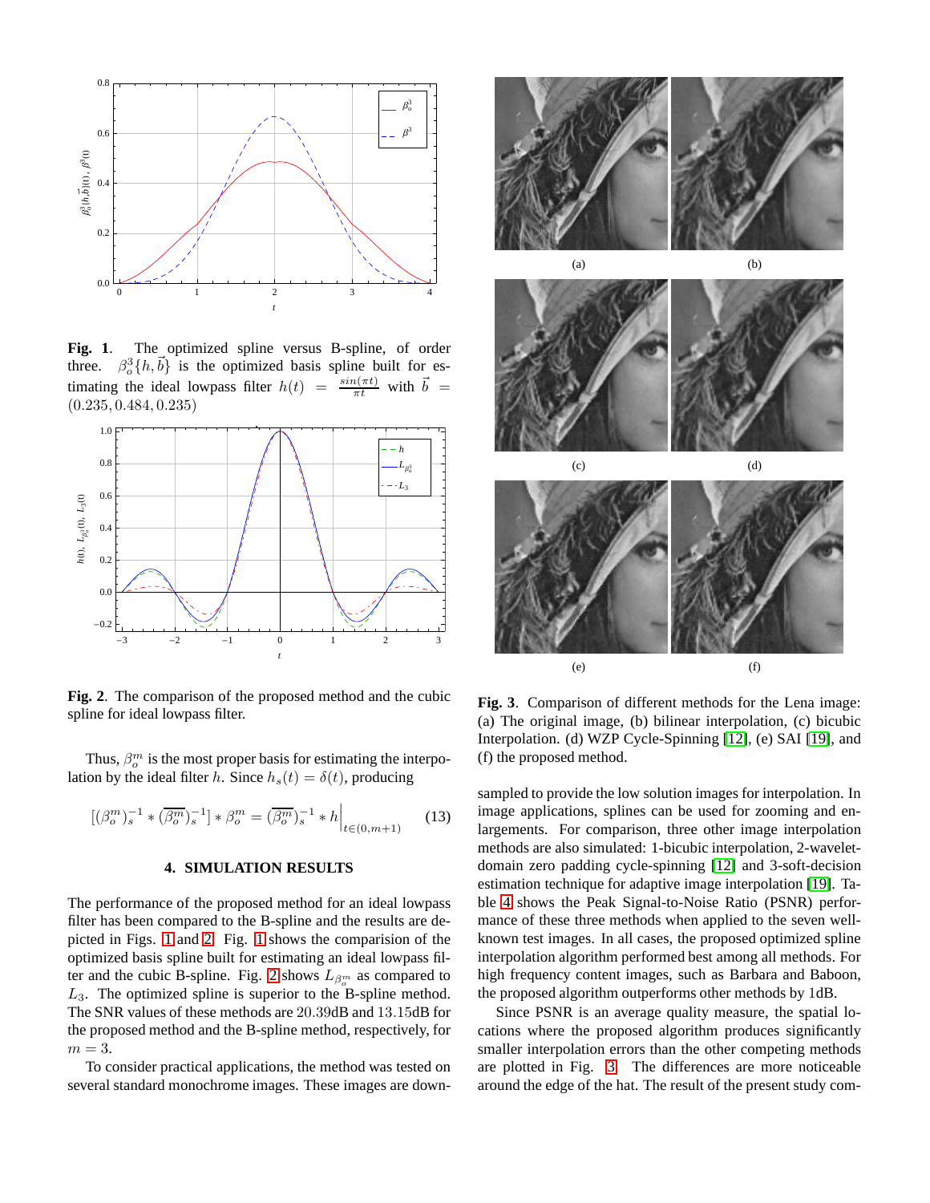**Fig. 1**. The optimized spline versus B-spline, of order three. $\beta_o^3\{h, \vec{b}\}$ is the optimized basis spline built for estimating the ideal lowpass filter $h(t) = \frac{\sin(\pi t)}{\pi t}$ with $\vec{b} = (0.235, 0.484, 0.235)$

**Fig. 2**. The comparison of the proposed method and the cubic spline for ideal lowpass filter.

Thus, $\beta_o^m$ is the most proper basis for estimating the interpolation by the ideal filter $h$. Since $h_s(t) = \delta(t)$, producing

$$[(\beta_o^m)_s^{-1} * (\overline{\beta_o^m})_s^{-1}] * \beta_o^m = (\overline{\beta_o^m})_s^{-1} * h\Big|_{t\in(0,m+1)} \quad (13)$$

## 4. SIMULATION RESULTS

The performance of the proposed method for an ideal lowpass filter has been compared to the B-spline and the results are depicted in Figs. 1 and 2. Fig. 1 shows the comparision of the optimized basis spline built for estimating an ideal lowpass filter and the cubic B-spline. Fig. 2 shows $L_{\beta_o^m}$ as compared to $L_3$. The optimized spline is superior to the B-spline method. The SNR values of these methods are $20.39$dB and $13.15$dB for the proposed method and the B-spline method, respectively, for $m = 3$.

To consider practical applications, the method was tested on several standard monochrome images. These images are downsampled to provide the low solution images for interpolation. In image applications, splines can be used for zooming and enlargements. For comparison, three other image interpolation methods are also simulated: 1-bicubic interpolation, 2-wavelet-domain zero padding cycle-spinning [12] and 3-soft-decision estimation technique for adaptive image interpolation [19]. Table 4 shows the Peak Signal-to-Noise Ratio (PSNR) performance of these three methods when applied to the seven well-known test images. In all cases, the proposed optimized spline interpolation algorithm performed best among all methods. For high frequency content images, such as Barbara and Baboon, the proposed algorithm outperforms other methods by 1dB.

Since PSNR is an average quality measure, the spatial locations where the proposed algorithm produces significantly smaller interpolation errors than the other competing methods are plotted in Fig. 3. The differences are more noticeable around the edge of the hat. The result of the present study com-

**Fig. 3**. Comparison of different methods for the Lena image: (a) The original image, (b) bilinear interpolation, (c) bicubic Interpolation. (d) WZP Cycle-Spinning [12], (e) SAI [19], and (f) the proposed method.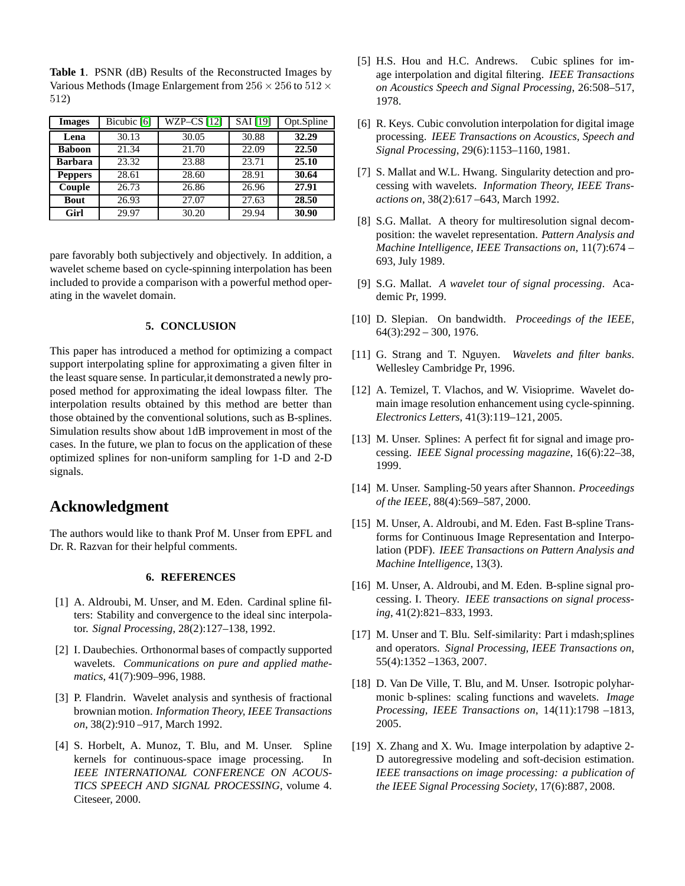**Table 1**. PSNR (dB) Results of the Reconstructed Images by Various Methods (Image Enlargement from $256 \times 256$ to $512 \times 512$)

| Images | Bicubic [6] | WZP–CS [12] | SAI [19] | Opt.Spline |
|---|---|---|---|---|
| **Lena** | 30.13 | 30.05 | 30.88 | **32.29** |
| **Baboon** | 21.34 | 21.70 | 22.09 | **22.50** |
| **Barbara** | 23.32 | 23.88 | 23.71 | **25.10** |
| **Peppers** | 28.61 | 28.60 | 28.91 | **30.64** |
| **Couple** | 26.73 | 26.86 | 26.96 | **27.91** |
| **Bout** | 26.93 | 27.07 | 27.63 | **28.50** |
| **Girl** | 29.97 | 30.20 | 29.94 | **30.90** |

pare favorably both subjectively and objectively. In addition, a wavelet scheme based on cycle-spinning interpolation has been included to provide a comparison with a powerful method operating in the wavelet domain.

### 5. CONCLUSION

This paper has introduced a method for optimizing a compact support interpolating spline for approximating a given filter in the least square sense. In particular,it demonstrated a newly proposed method for approximating the ideal lowpass filter. The interpolation results obtained by this method are better than those obtained by the conventional solutions, such as B-splines. Simulation results show about 1dB improvement in most of the cases. In the future, we plan to focus on the application of these optimized splines for non-uniform sampling for 1-D and 2-D signals.

## Acknowledgment

The authors would like to thank Prof M. Unser from EPFL and Dr. R. Razvan for their helpful comments.

### 6. REFERENCES

[1] A. Aldroubi, M. Unser, and M. Eden. Cardinal spline filters: Stability and convergence to the ideal sinc interpolator. *Signal Processing*, 28(2):127–138, 1992.

[2] I. Daubechies. Orthonormal bases of compactly supported wavelets. *Communications on pure and applied mathematics*, 41(7):909–996, 1988.

[3] P. Flandrin. Wavelet analysis and synthesis of fractional brownian motion. *Information Theory, IEEE Transactions on*, 38(2):910 –917, March 1992.

[4] S. Horbelt, A. Munoz, T. Blu, and M. Unser. Spline kernels for continuous-space image processing. In *IEEE INTERNATIONAL CONFERENCE ON ACOUSTICS SPEECH AND SIGNAL PROCESSING*, volume 4. Citeseer, 2000.

[5] H.S. Hou and H.C. Andrews. Cubic splines for image interpolation and digital filtering. *IEEE Transactions on Acoustics Speech and Signal Processing*, 26:508–517, 1978.

[6] R. Keys. Cubic convolution interpolation for digital image processing. *IEEE Transactions on Acoustics, Speech and Signal Processing*, 29(6):1153–1160, 1981.

[7] S. Mallat and W.L. Hwang. Singularity detection and processing with wavelets. *Information Theory, IEEE Transactions on*, 38(2):617 –643, March 1992.

[8] S.G. Mallat. A theory for multiresolution signal decomposition: the wavelet representation. *Pattern Analysis and Machine Intelligence, IEEE Transactions on*, 11(7):674 –693, July 1989.

[9] S.G. Mallat. *A wavelet tour of signal processing*. Academic Pr, 1999.

[10] D. Slepian. On bandwidth. *Proceedings of the IEEE*, 64(3):292 – 300, 1976.

[11] G. Strang and T. Nguyen. *Wavelets and filter banks*. Wellesley Cambridge Pr, 1996.

[12] A. Temizel, T. Vlachos, and W. Visioprime. Wavelet domain image resolution enhancement using cycle-spinning. *Electronics Letters*, 41(3):119–121, 2005.

[13] M. Unser. Splines: A perfect fit for signal and image processing. *IEEE Signal processing magazine*, 16(6):22–38, 1999.

[14] M. Unser. Sampling-50 years after Shannon. *Proceedings of the IEEE*, 88(4):569–587, 2000.

[15] M. Unser, A. Aldroubi, and M. Eden. Fast B-spline Transforms for Continuous Image Representation and Interpolation (PDF). *IEEE Transactions on Pattern Analysis and Machine Intelligence*, 13(3).

[16] M. Unser, A. Aldroubi, and M. Eden. B-spline signal processing. I. Theory. *IEEE transactions on signal processing*, 41(2):821–833, 1993.

[17] M. Unser and T. Blu. Self-similarity: Part i mdash;splines and operators. *Signal Processing, IEEE Transactions on*, 55(4):1352 –1363, 2007.

[18] D. Van De Ville, T. Blu, and M. Unser. Isotropic polyharmonic b-splines: scaling functions and wavelets. *Image Processing, IEEE Transactions on*, 14(11):1798 –1813, 2005.

[19] X. Zhang and X. Wu. Image interpolation by adaptive 2-D autoregressive modeling and soft-decision estimation. *IEEE transactions on image processing: a publication of the IEEE Signal Processing Society*, 17(6):887, 2008.